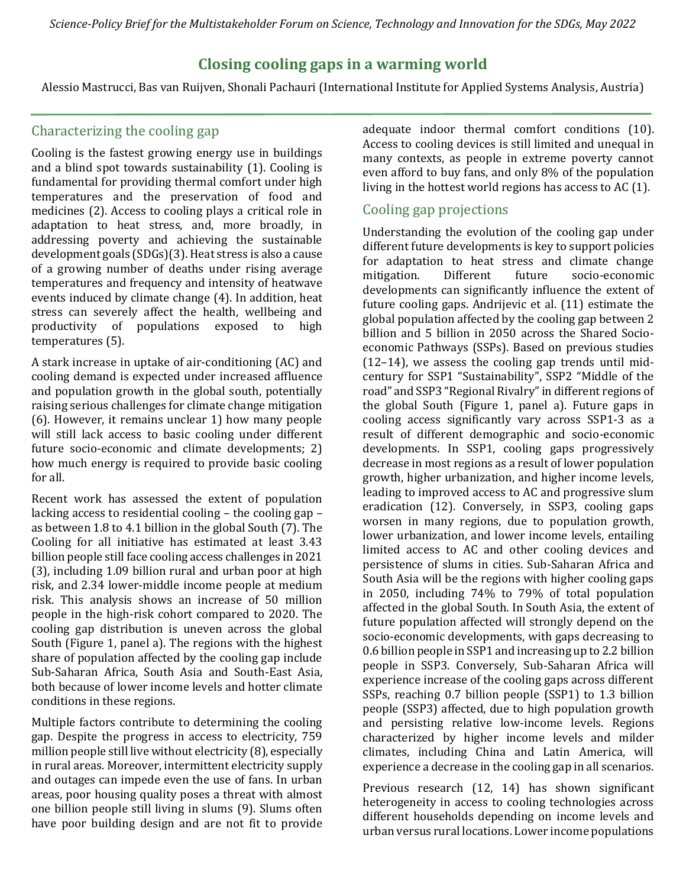*Science-Policy Brief for the Multistakeholder Forum on Science, Technology and Innovation for the SDGs, May 2022*

# Closing cooling gaps in a warming world

Alessio Mastrucci, Bas van Ruijven, Shonali Pachauri (International Institute for Applied Systems Analysis, Austria)

## Characterizing the cooling gap

Cooling is the fastest growing energy use in buildings and a blind spot towards sustainability (1). Cooling is fundamental for providing thermal comfort under high temperatures and the preservation of food and medicines (2). Access to cooling plays a critical role in adaptation to heat stress, and, more broadly, in addressing poverty and achieving the sustainable development goals (SDGs)(3). Heat stress is also a cause of a growing number of deaths under rising average temperatures and frequency and intensity of heatwave events induced by climate change (4). In addition, heat stress can severely affect the health, wellbeing and productivity of populations exposed to high temperatures (5).

A stark increase in uptake of air-conditioning (AC) and cooling demand is expected under increased affluence and population growth in the global south, potentially raising serious challenges for climate change mitigation (6). However, it remains unclear 1) how many people will still lack access to basic cooling under different future socio-economic and climate developments; 2) how much energy is required to provide basic cooling for all.

Recent work has assessed the extent of population lacking access to residential cooling – the cooling gap – as between 1.8 to 4.1 billion in the global South (7). The Cooling for all initiative has estimated at least 3.43 billion people still face cooling access challenges in 2021 (3), including 1.09 billion rural and urban poor at high risk, and 2.34 lower-middle income people at medium risk. This analysis shows an increase of 50 million people in the high-risk cohort compared to 2020. The cooling gap distribution is uneven across the global South (Figure 1, panel a). The regions with the highest share of population affected by the cooling gap include Sub-Saharan Africa, South Asia and South-East Asia, both because of lower income levels and hotter climate conditions in these regions.

Multiple factors contribute to determining the cooling gap. Despite the progress in access to electricity, 759 million people still live without electricity (8), especially in rural areas. Moreover, intermittent electricity supply and outages can impede even the use of fans. In urban areas, poor housing quality poses a threat with almost one billion people still living in slums (9). Slums often have poor building design and are not fit to provide adequate indoor thermal comfort conditions (10). Access to cooling devices is still limited and unequal in many contexts, as people in extreme poverty cannot even afford to buy fans, and only 8% of the population living in the hottest world regions has access to AC (1).

## Cooling gap projections

Understanding the evolution of the cooling gap under different future developments is key to support policies for adaptation to heat stress and climate change mitigation. Different future socio-economic developments can significantly influence the extent of future cooling gaps. Andrijevic et al. (11) estimate the global population affected by the cooling gap between 2 billion and 5 billion in 2050 across the Shared Socio-economic Pathways (SSPs). Based on previous studies (12–14), we assess the cooling gap trends until mid-century for SSP1 "Sustainability", SSP2 "Middle of the road" and SSP3 "Regional Rivalry" in different regions of the global South (Figure 1, panel a). Future gaps in cooling access significantly vary across SSP1-3 as a result of different demographic and socio-economic developments. In SSP1, cooling gaps progressively decrease in most regions as a result of lower population growth, higher urbanization, and higher income levels, leading to improved access to AC and progressive slum eradication (12). Conversely, in SSP3, cooling gaps worsen in many regions, due to population growth, lower urbanization, and lower income levels, entailing limited access to AC and other cooling devices and persistence of slums in cities. Sub-Saharan Africa and South Asia will be the regions with higher cooling gaps in 2050, including 74% to 79% of total population affected in the global South. In South Asia, the extent of future population affected will strongly depend on the socio-economic developments, with gaps decreasing to 0.6 billion people in SSP1 and increasing up to 2.2 billion people in SSP3. Conversely, Sub-Saharan Africa will experience increase of the cooling gaps across different SSPs, reaching 0.7 billion people (SSP1) to 1.3 billion people (SSP3) affected, due to high population growth and persisting relative low-income levels. Regions characterized by higher income levels and milder climates, including China and Latin America, will experience a decrease in the cooling gap in all scenarios.

Previous research (12, 14) has shown significant heterogeneity in access to cooling technologies across different households depending on income levels and urban versus rural locations. Lower income populations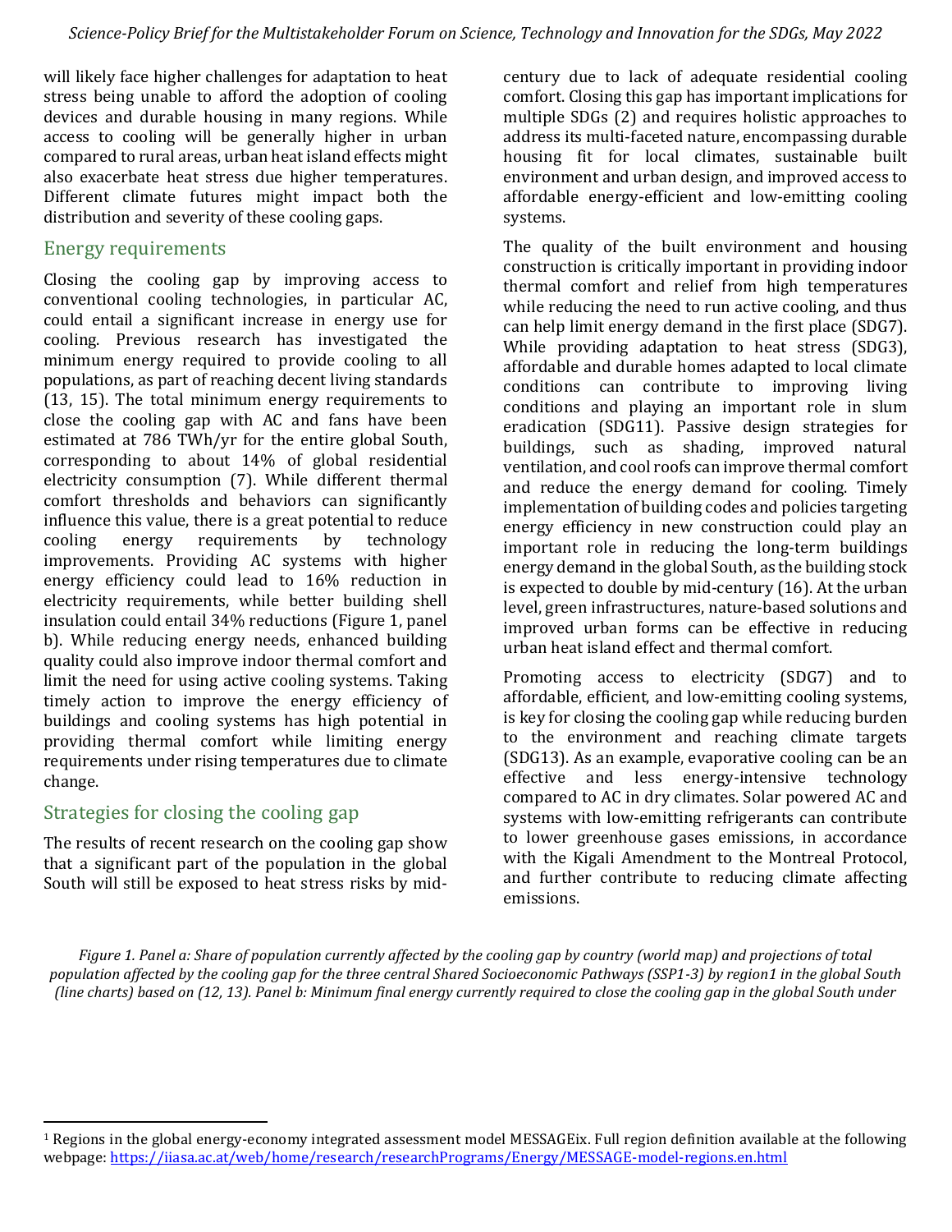will likely face higher challenges for adaptation to heat stress being unable to afford the adoption of cooling devices and durable housing in many regions. While access to cooling will be generally higher in urban compared to rural areas, urban heat island effects might also exacerbate heat stress due higher temperatures. Different climate futures might impact both the distribution and severity of these cooling gaps.

## Energy requirements

Closing the cooling gap by improving access to conventional cooling technologies, in particular AC, could entail a significant increase in energy use for cooling. Previous research has investigated the minimum energy required to provide cooling to all populations, as part of reaching decent living standards (13, 15). The total minimum energy requirements to close the cooling gap with AC and fans have been estimated at 786 TWh/yr for the entire global South, corresponding to about 14% of global residential electricity consumption (7). While different thermal comfort thresholds and behaviors can significantly influence this value, there is a great potential to reduce cooling energy requirements by technology improvements. Providing AC systems with higher energy efficiency could lead to 16% reduction in electricity requirements, while better building shell insulation could entail 34% reductions (Figure 1, panel b). While reducing energy needs, enhanced building quality could also improve indoor thermal comfort and limit the need for using active cooling systems. Taking timely action to improve the energy efficiency of buildings and cooling systems has high potential in providing thermal comfort while limiting energy requirements under rising temperatures due to climate change.

## Strategies for closing the cooling gap

The results of recent research on the cooling gap show that a significant part of the population in the global South will still be exposed to heat stress risks by mid-century due to lack of adequate residential cooling comfort. Closing this gap has important implications for multiple SDGs (2) and requires holistic approaches to address its multi-faceted nature, encompassing durable housing fit for local climates, sustainable built environment and urban design, and improved access to affordable energy-efficient and low-emitting cooling systems.

The quality of the built environment and housing construction is critically important in providing indoor thermal comfort and relief from high temperatures while reducing the need to run active cooling, and thus can help limit energy demand in the first place (SDG7). While providing adaptation to heat stress (SDG3), affordable and durable homes adapted to local climate conditions can contribute to improving living conditions and playing an important role in slum eradication (SDG11). Passive design strategies for buildings, such as shading, improved natural ventilation, and cool roofs can improve thermal comfort and reduce the energy demand for cooling. Timely implementation of building codes and policies targeting energy efficiency in new construction could play an important role in reducing the long-term buildings energy demand in the global South, as the building stock is expected to double by mid-century (16). At the urban level, green infrastructures, nature-based solutions and improved urban forms can be effective in reducing urban heat island effect and thermal comfort.

Promoting access to electricity (SDG7) and to affordable, efficient, and low-emitting cooling systems, is key for closing the cooling gap while reducing burden to the environment and reaching climate targets (SDG13). As an example, evaporative cooling can be an effective and less energy-intensive technology compared to AC in dry climates. Solar powered AC and systems with low-emitting refrigerants can contribute to lower greenhouse gases emissions, in accordance with the Kigali Amendment to the Montreal Protocol, and further contribute to reducing climate affecting emissions.

*Figure 1. Panel a: Share of population currently affected by the cooling gap by country (world map) and projections of total population affected by the cooling gap for the three central Shared Socioeconomic Pathways (SSP1-3) by region[1] in the global South (line charts) based on (12, 13). Panel b: Minimum final energy currently required to close the cooling gap in the global South under*

[1] Regions in the global energy-economy integrated assessment model MESSAGEix. Full region definition available at the following webpage: https://iiasa.ac.at/web/home/research/researchPrograms/Energy/MESSAGE-model-regions.en.html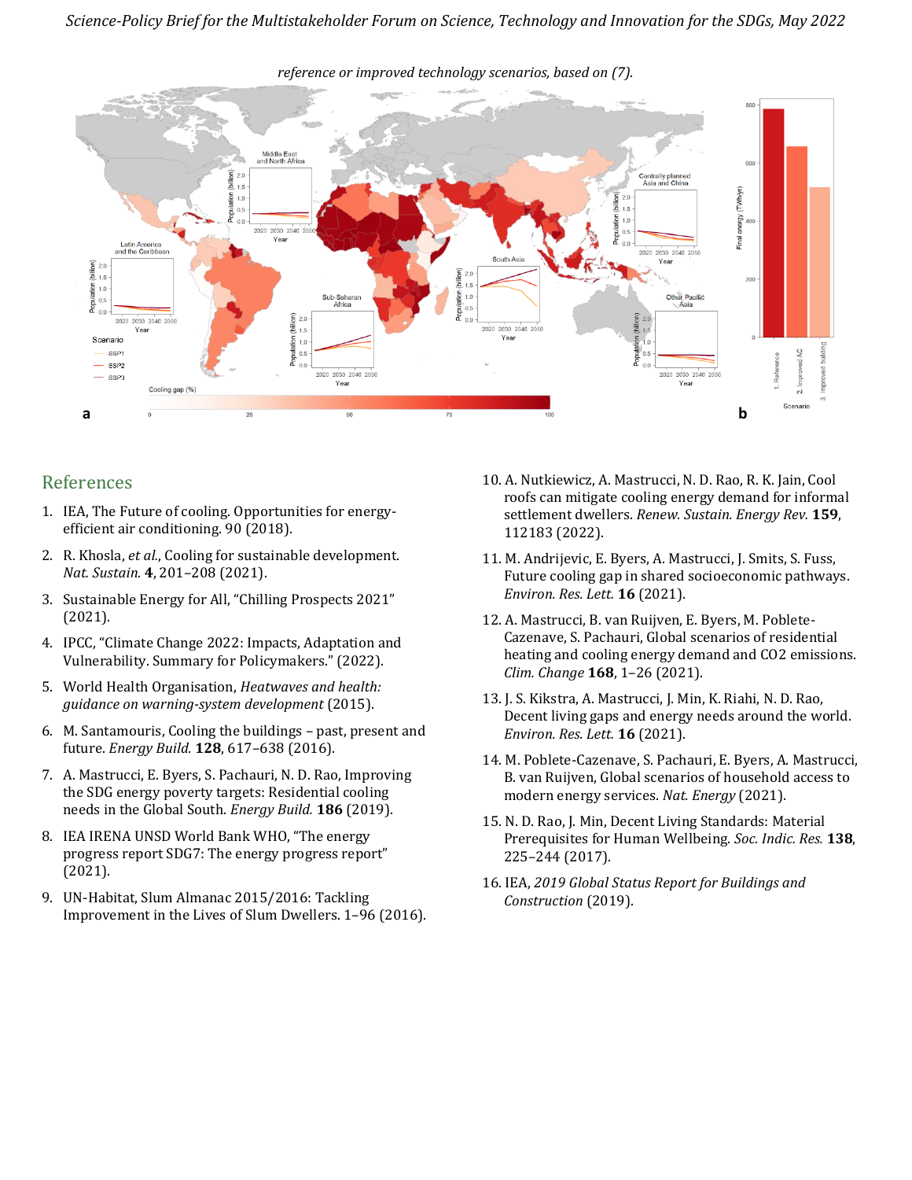*reference or improved technology scenarios, based on (7).*

Middle East and North Africa
Population (billion)
2.0
1.5
1.0
0.5
0.0
2020 2030 2040 2050
Year

Centrally planned Asia and China
Population (billion)
2.0
1.5
1.0
0.5
0.0
2020 2030 2040 2050
Year

Latin America and the Caribbean
Population (billion)
2.0
1.5
1.0
0.5
0.0
2020 2030 2040 2050
Year

South Asia
Population (billion)
2.0
1.5
1.0
0.5
0.0
2020 2030 2040 2050
Year

Sub-Saharan Africa
Population (billion)
2.0
1.5
1.0
0.5
0.0
2020 2030 2040 2050
Year

Other Pacific Asia
Population (billion)
2.0
1.5
1.0
0.5
0.0
2020 2030 2040 2050
Year

Scenario
SSP1
SSP2
SSP3

Cooling gap (%)
0 25 50 75 100

a

Final energy (TWh/yr)
800
600
400
200
0
1. Reference
2. Improved AC
3. Improved building
Scenario

b

## References

1. IEA, The Future of cooling. Opportunities for energy-efficient air conditioning. 90 (2018).
2. R. Khosla, *et al.*, Cooling for sustainable development. *Nat. Sustain.* **4**, 201–208 (2021).
3. Sustainable Energy for All, "Chilling Prospects 2021" (2021).
4. IPCC, "Climate Change 2022: Impacts, Adaptation and Vulnerability. Summary for Policymakers." (2022).
5. World Health Organisation, *Heatwaves and health: guidance on warning-system development* (2015).
6. M. Santamouris, Cooling the buildings – past, present and future. *Energy Build.* **128**, 617–638 (2016).
7. A. Mastrucci, E. Byers, S. Pachauri, N. D. Rao, Improving the SDG energy poverty targets: Residential cooling needs in the Global South. *Energy Build.* **186** (2019).
8. IEA IRENA UNSD World Bank WHO, "The energy progress report SDG7: The energy progress report" (2021).
9. UN-Habitat, Slum Almanac 2015/2016: Tackling Improvement in the Lives of Slum Dwellers. 1–96 (2016).
10. A. Nutkiewicz, A. Mastrucci, N. D. Rao, R. K. Jain, Cool roofs can mitigate cooling energy demand for informal settlement dwellers. *Renew. Sustain. Energy Rev.* **159**, 112183 (2022).
11. M. Andrijevic, E. Byers, A. Mastrucci, J. Smits, S. Fuss, Future cooling gap in shared socioeconomic pathways. *Environ. Res. Lett.* **16** (2021).
12. A. Mastrucci, B. van Ruijven, E. Byers, M. Poblete-Cazenave, S. Pachauri, Global scenarios of residential heating and cooling energy demand and CO2 emissions. *Clim. Change* **168**, 1–26 (2021).
13. J. S. Kikstra, A. Mastrucci, J. Min, K. Riahi, N. D. Rao, Decent living gaps and energy needs around the world. *Environ. Res. Lett.* **16** (2021).
14. M. Poblete-Cazenave, S. Pachauri, E. Byers, A. Mastrucci, B. van Ruijven, Global scenarios of household access to modern energy services. *Nat. Energy* (2021).
15. N. D. Rao, J. Min, Decent Living Standards: Material Prerequisites for Human Wellbeing. *Soc. Indic. Res.* **138**, 225–244 (2017).
16. IEA, *2019 Global Status Report for Buildings and Construction* (2019).